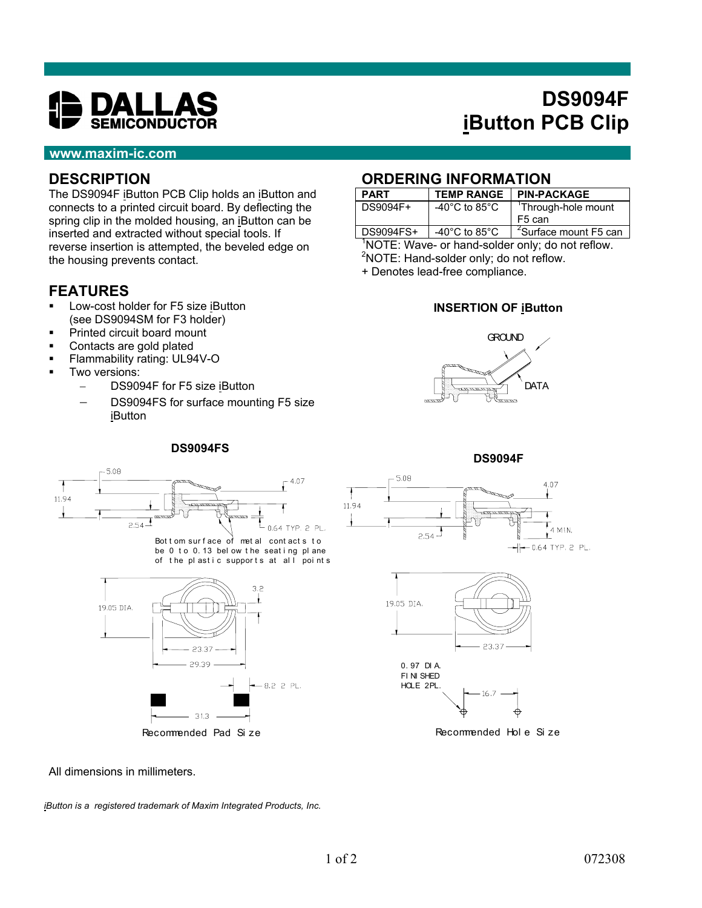# DS9094F iButton PCB Clip

www.maxim-ic.com

## DESCRIPTION

The DS9094F iButton PCB Clip holds an iButton and connects to a printed circuit board. By deflecting the spring clip in the molded housing, an iButton can be inserted and extracted without special tools. If reverse insertion is attempted, the beveled edge on the housing prevents contact.

## FEATURES

- Low-cost holder for F5 size iButton (see DS9094SM for F3 holder)
- Printed circuit board mount
- Contacts are gold plated
- Flammability rating: UL94V-O
- Two versions:
  - DS9094F for F5 size iButton
  - DS9094FS for surface mounting F5 size iButton

## ORDERING INFORMATION

| PART | TEMP RANGE | PIN-PACKAGE |
|---|---|---|
| DS9094F+ | -40°C to 85°C | [1]Through-hole mount F5 can |
| DS9094FS+ | -40°C to 85°C | [2]Surface mount F5 can |

[1]NOTE: Wave- or hand-solder only; do not reflow.
[2]NOTE: Hand-solder only; do not reflow.
+ Denotes lead-free compliance.

**INSERTION OF iButton**

GROUND

DATA

**DS9094FS**

5.08, 4.07, 11.94, 2.54, 0.64 TYP. 2 PL.

Bottom surface of metal contacts to be 0 to 0.13 below the seating plane of the plastic supports at all points

19.05 DIA., 3.2, 23.37, 29.39, 8.2 2 PL., 31.3

Recommended Pad Size

**DS9094F**

5.08, 4.07, 11.94, 2.54, 4 MIN., 0.64 TYP. 2 PL.

19.05 DIA., 23.37

0.97 DIA. FINISHED HOLE 2PL., 16.7

Recommended Hole Size

All dimensions in millimeters.

*iButton is a registered trademark of Maxim Integrated Products, Inc.*

072308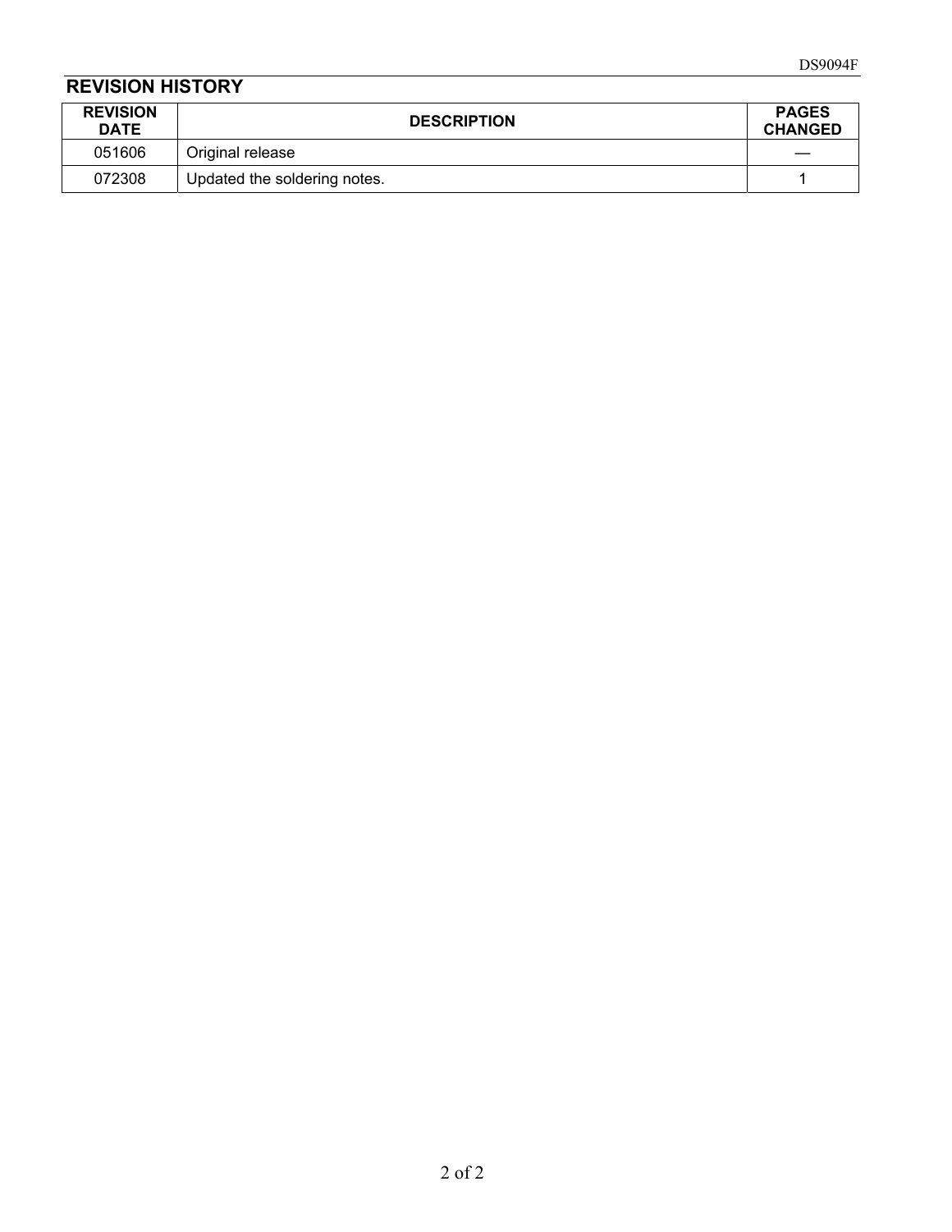## REVISION HISTORY

| REVISION DATE | DESCRIPTION | PAGES CHANGED |
|---|---|---|
| 051606 | Original release | — |
| 072308 | Updated the soldering notes. | 1 |